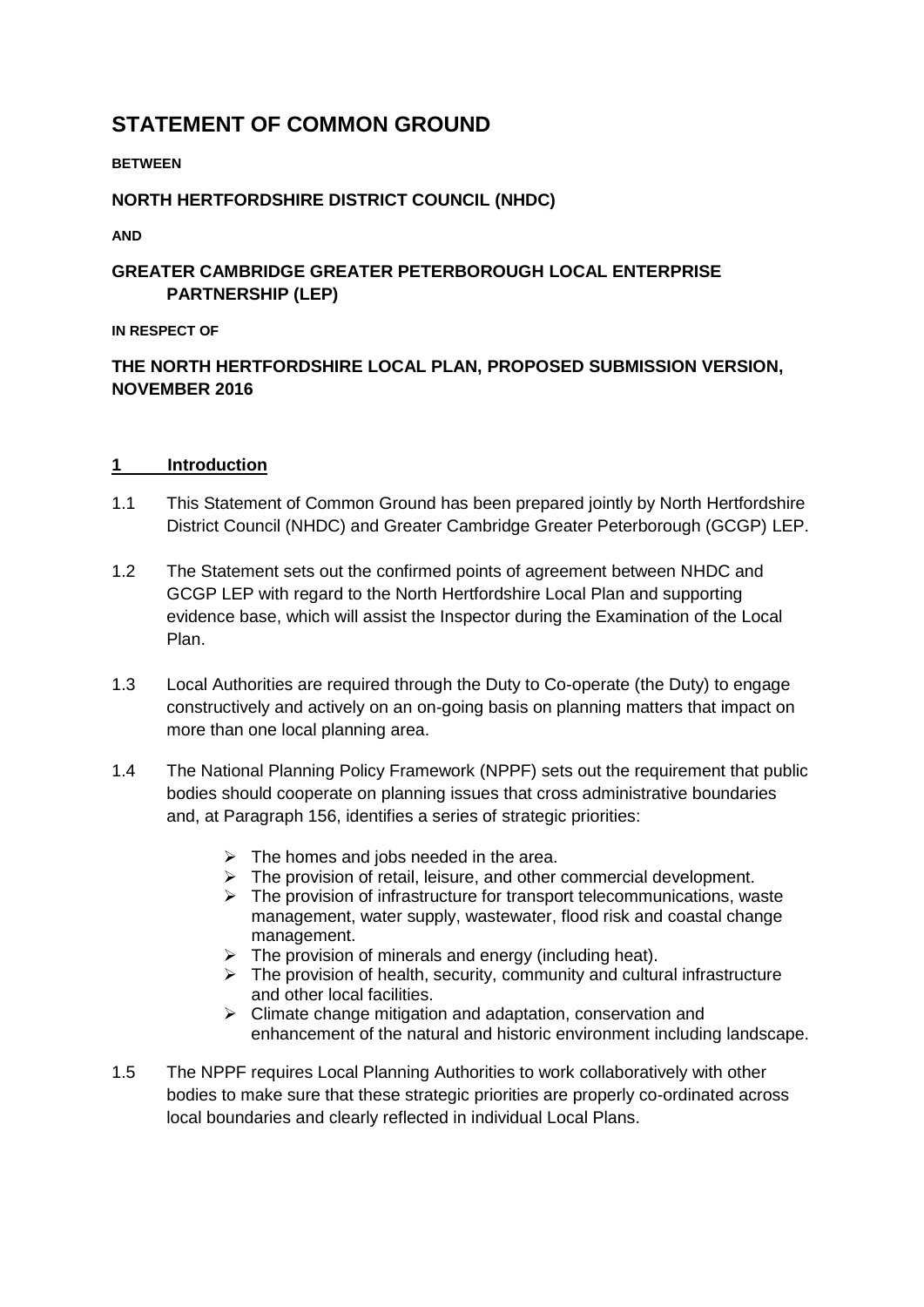# STATEMENT OF COMMON GROUND

**BETWEEN**

**NORTH HERTFORDSHIRE DISTRICT COUNCIL (NHDC)**

**AND**

**GREATER CAMBRIDGE GREATER PETERBOROUGH LOCAL ENTERPRISE PARTNERSHIP (LEP)**

**IN RESPECT OF**

**THE NORTH HERTFORDSHIRE LOCAL PLAN, PROPOSED SUBMISSION VERSION, NOVEMBER 2016**

## 1 Introduction

1.1 This Statement of Common Ground has been prepared jointly by North Hertfordshire District Council (NHDC) and Greater Cambridge Greater Peterborough (GCGP) LEP.

1.2 The Statement sets out the confirmed points of agreement between NHDC and GCGP LEP with regard to the North Hertfordshire Local Plan and supporting evidence base, which will assist the Inspector during the Examination of the Local Plan.

1.3 Local Authorities are required through the Duty to Co-operate (the Duty) to engage constructively and actively on an on-going basis on planning matters that impact on more than one local planning area.

1.4 The National Planning Policy Framework (NPPF) sets out the requirement that public bodies should cooperate on planning issues that cross administrative boundaries and, at Paragraph 156, identifies a series of strategic priorities:

- The homes and jobs needed in the area.
- The provision of retail, leisure, and other commercial development.
- The provision of infrastructure for transport telecommunications, waste management, water supply, wastewater, flood risk and coastal change management.
- The provision of minerals and energy (including heat).
- The provision of health, security, community and cultural infrastructure and other local facilities.
- Climate change mitigation and adaptation, conservation and enhancement of the natural and historic environment including landscape.

1.5 The NPPF requires Local Planning Authorities to work collaboratively with other bodies to make sure that these strategic priorities are properly co-ordinated across local boundaries and clearly reflected in individual Local Plans.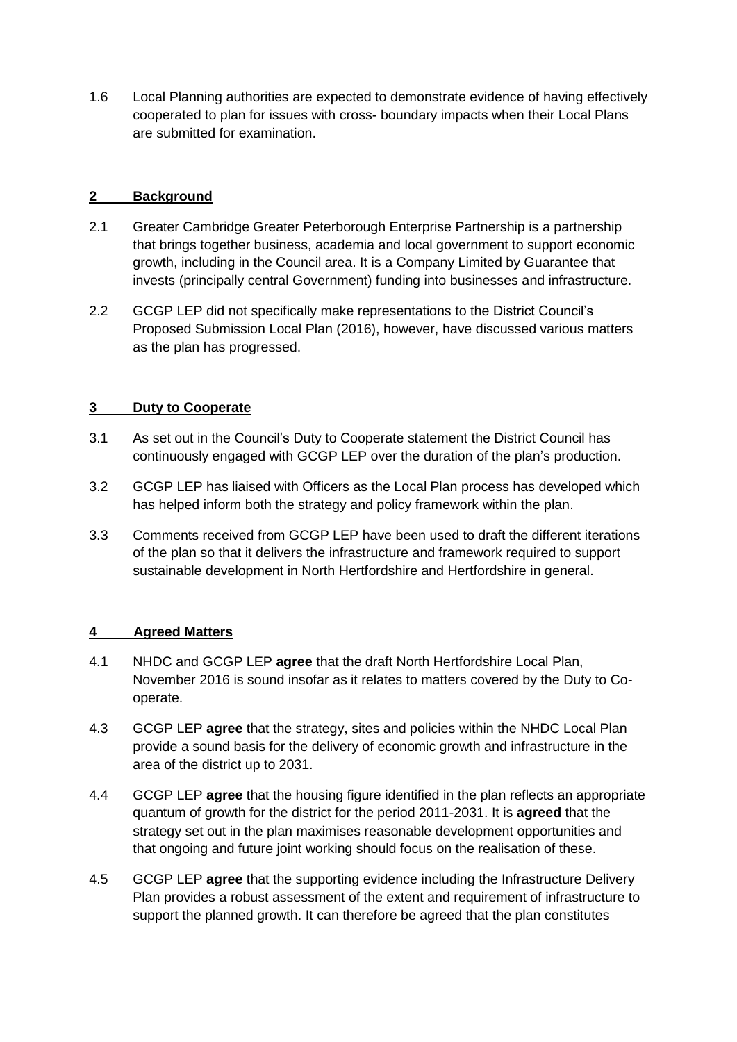1.6 Local Planning authorities are expected to demonstrate evidence of having effectively cooperated to plan for issues with cross- boundary impacts when their Local Plans are submitted for examination.

## 2 Background

2.1 Greater Cambridge Greater Peterborough Enterprise Partnership is a partnership that brings together business, academia and local government to support economic growth, including in the Council area. It is a Company Limited by Guarantee that invests (principally central Government) funding into businesses and infrastructure.

2.2 GCGP LEP did not specifically make representations to the District Council's Proposed Submission Local Plan (2016), however, have discussed various matters as the plan has progressed.

## 3 Duty to Cooperate

3.1 As set out in the Council's Duty to Cooperate statement the District Council has continuously engaged with GCGP LEP over the duration of the plan's production.

3.2 GCGP LEP has liaised with Officers as the Local Plan process has developed which has helped inform both the strategy and policy framework within the plan.

3.3 Comments received from GCGP LEP have been used to draft the different iterations of the plan so that it delivers the infrastructure and framework required to support sustainable development in North Hertfordshire and Hertfordshire in general.

## 4 Agreed Matters

4.1 NHDC and GCGP LEP **agree** that the draft North Hertfordshire Local Plan, November 2016 is sound insofar as it relates to matters covered by the Duty to Co-operate.

4.3 GCGP LEP **agree** that the strategy, sites and policies within the NHDC Local Plan provide a sound basis for the delivery of economic growth and infrastructure in the area of the district up to 2031.

4.4 GCGP LEP **agree** that the housing figure identified in the plan reflects an appropriate quantum of growth for the district for the period 2011-2031. It is **agreed** that the strategy set out in the plan maximises reasonable development opportunities and that ongoing and future joint working should focus on the realisation of these.

4.5 GCGP LEP **agree** that the supporting evidence including the Infrastructure Delivery Plan provides a robust assessment of the extent and requirement of infrastructure to support the planned growth. It can therefore be agreed that the plan constitutes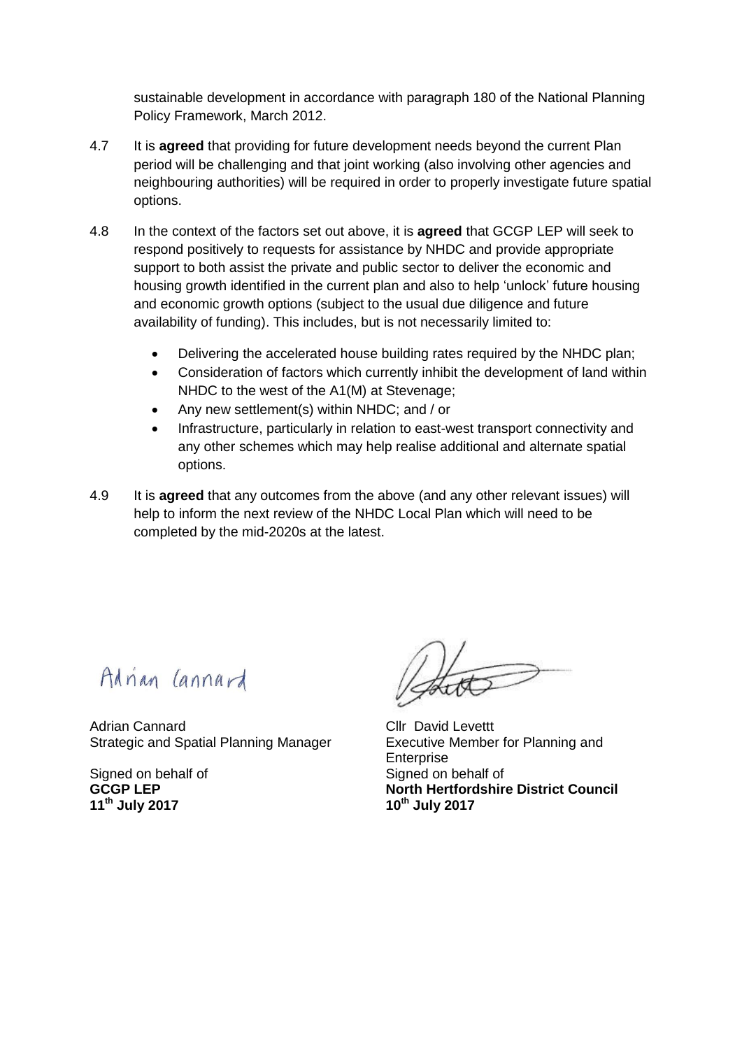sustainable development in accordance with paragraph 180 of the National Planning Policy Framework, March 2012.

4.7 It is **agreed** that providing for future development needs beyond the current Plan period will be challenging and that joint working (also involving other agencies and neighbouring authorities) will be required in order to properly investigate future spatial options.

4.8 In the context of the factors set out above, it is **agreed** that GCGP LEP will seek to respond positively to requests for assistance by NHDC and provide appropriate support to both assist the private and public sector to deliver the economic and housing growth identified in the current plan and also to help 'unlock' future housing and economic growth options (subject to the usual due diligence and future availability of funding). This includes, but is not necessarily limited to:

- Delivering the accelerated house building rates required by the NHDC plan;
- Consideration of factors which currently inhibit the development of land within NHDC to the west of the A1(M) at Stevenage;
- Any new settlement(s) within NHDC; and / or
- Infrastructure, particularly in relation to east-west transport connectivity and any other schemes which may help realise additional and alternate spatial options.

4.9 It is **agreed** that any outcomes from the above (and any other relevant issues) will help to inform the next review of the NHDC Local Plan which will need to be completed by the mid-2020s at the latest.

Adrian Cannard

Adrian Cannard
Strategic and Spatial Planning Manager

Signed on behalf of
**GCGP LEP**
**11th July 2017**

Cllr David Levettt
Executive Member for Planning and Enterprise

Signed on behalf of
**North Hertfordshire District Council**
**10th July 2017**